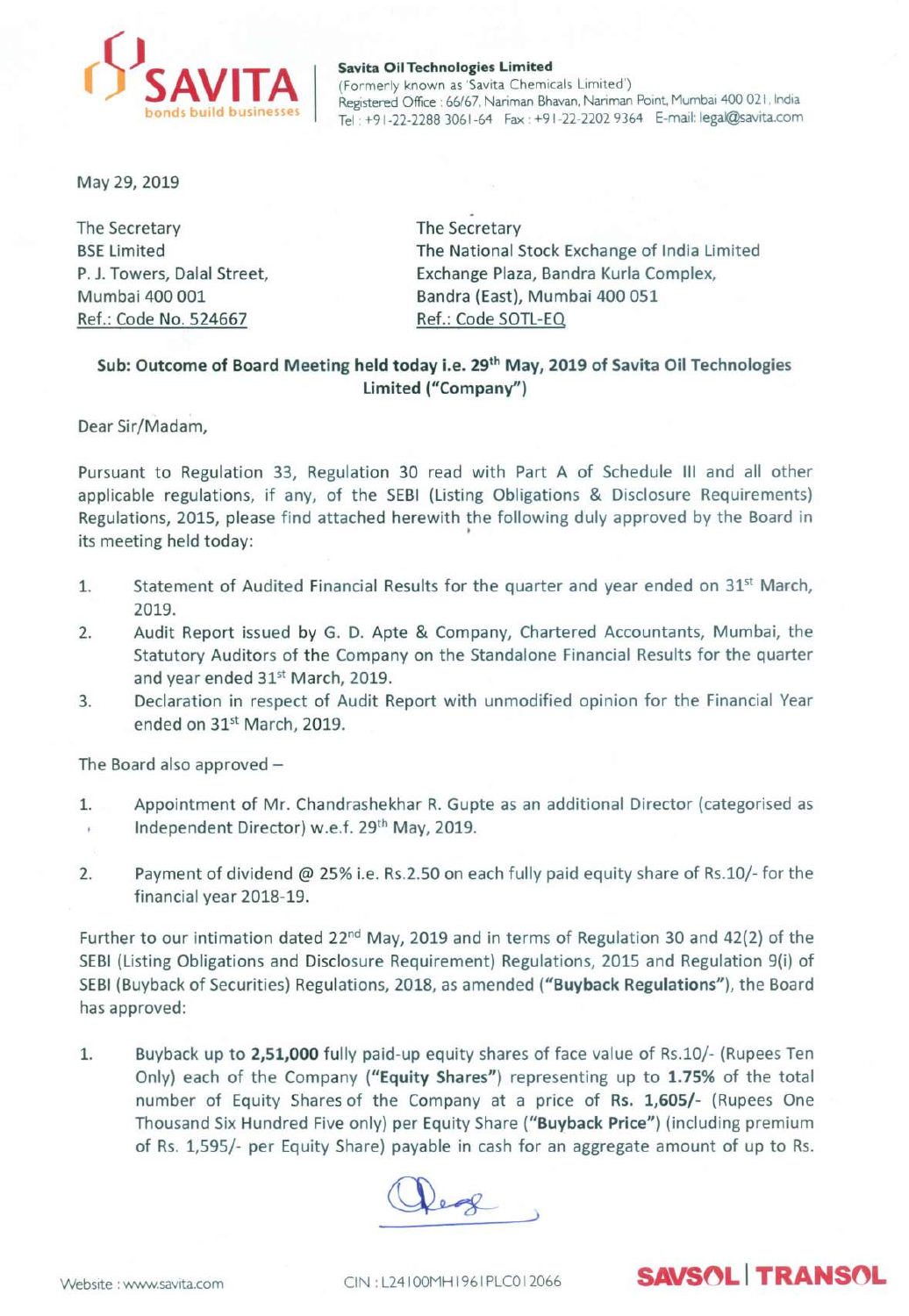**Savita Oil Technologies Limited**
(Formerly known as 'Savita Chemicals Limited')
Registered Office : 66/67, Nariman Bhavan, Nariman Point, Mumbai 400 021, India
Tel : +91-22-2288 3061-64 Fax : +91-22-2202 9364 E-mail: legal@savita.com

May 29, 2019

The Secretary
BSE Limited
P. J. Towers, Dalal Street,
Mumbai 400 001
Ref.: Code No. 524667

The Secretary
The National Stock Exchange of India Limited
Exchange Plaza, Bandra Kurla Complex,
Bandra (East), Mumbai 400 051
Ref.: Code SOTL-EQ

**Sub: Outcome of Board Meeting held today i.e. 29th May, 2019 of Savita Oil Technologies Limited ("Company")**

Dear Sir/Madam,

Pursuant to Regulation 33, Regulation 30 read with Part A of Schedule III and all other applicable regulations, if any, of the SEBI (Listing Obligations & Disclosure Requirements) Regulations, 2015, please find attached herewith the following duly approved by the Board in its meeting held today:

1. Statement of Audited Financial Results for the quarter and year ended on 31st March, 2019.
2. Audit Report issued by G. D. Apte & Company, Chartered Accountants, Mumbai, the Statutory Auditors of the Company on the Standalone Financial Results for the quarter and year ended 31st March, 2019.
3. Declaration in respect of Audit Report with unmodified opinion for the Financial Year ended on 31st March, 2019.

The Board also approved –

1. Appointment of Mr. Chandrashekhar R. Gupte as an additional Director (categorised as Independent Director) w.e.f. 29th May, 2019.

2. Payment of dividend @ 25% i.e. Rs.2.50 on each fully paid equity share of Rs.10/- for the financial year 2018-19.

Further to our intimation dated 22nd May, 2019 and in terms of Regulation 30 and 42(2) of the SEBI (Listing Obligations and Disclosure Requirement) Regulations, 2015 and Regulation 9(i) of SEBI (Buyback of Securities) Regulations, 2018, as amended (**"Buyback Regulations"**), the Board has approved:

1. Buyback up to **2,51,000** fully paid-up equity shares of face value of Rs.10/- (Rupees Ten Only) each of the Company (**"Equity Shares"**) representing up to **1.75%** of the total number of Equity Shares of the Company at a price of **Rs. 1,605/-** (Rupees One Thousand Six Hundred Five only) per Equity Share (**"Buyback Price"**) (including premium of Rs. 1,595/- per Equity Share) payable in cash for an aggregate amount of up to Rs.

Website : www.savita.com CIN : L24100MH1961PLC012066 SAVSOL | TRANSOL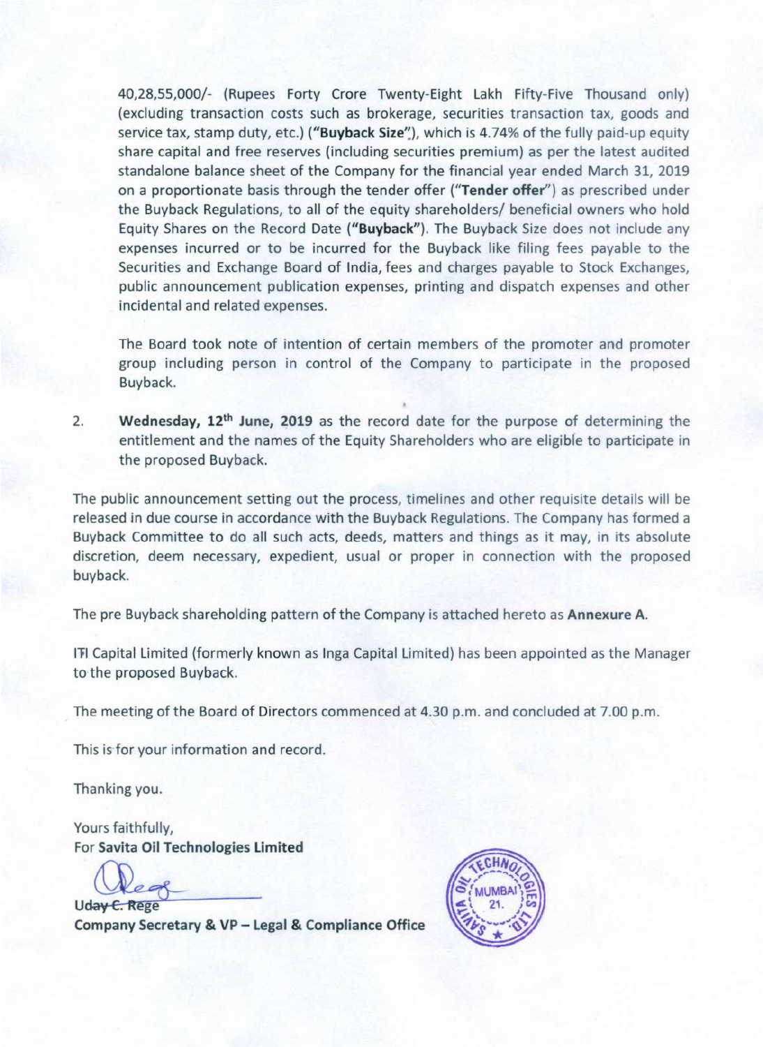40,28,55,000/- (Rupees Forty Crore Twenty-Eight Lakh Fifty-Five Thousand only) (excluding transaction costs such as brokerage, securities transaction tax, goods and service tax, stamp duty, etc.) (**"Buyback Size"**), which is 4.74% of the fully paid-up equity share capital and free reserves (including securities premium) as per the latest audited standalone balance sheet of the Company for the financial year ended March 31, 2019 on a proportionate basis through the tender offer (**"Tender offer"**) as prescribed under the Buyback Regulations, to all of the equity shareholders/ beneficial owners who hold Equity Shares on the Record Date (**"Buyback"**). The Buyback Size does not include any expenses incurred or to be incurred for the Buyback like filing fees payable to the Securities and Exchange Board of India, fees and charges payable to Stock Exchanges, public announcement publication expenses, printing and dispatch expenses and other incidental and related expenses.

The Board took note of intention of certain members of the promoter and promoter group including person in control of the Company to participate in the proposed Buyback.

2. **Wednesday, 12th June, 2019** as the record date for the purpose of determining the entitlement and the names of the Equity Shareholders who are eligible to participate in the proposed Buyback.

The public announcement setting out the process, timelines and other requisite details will be released in due course in accordance with the Buyback Regulations. The Company has formed a Buyback Committee to do all such acts, deeds, matters and things as it may, in its absolute discretion, deem necessary, expedient, usual or proper in connection with the proposed buyback.

The pre Buyback shareholding pattern of the Company is attached hereto as **Annexure A**.

ITI Capital Limited (formerly known as Inga Capital Limited) has been appointed as the Manager to the proposed Buyback.

The meeting of the Board of Directors commenced at 4.30 p.m. and concluded at 7.00 p.m.

This is for your information and record.

Thanking you.

Yours faithfully,
For **Savita Oil Technologies Limited**

**Uday C. Rege**
**Company Secretary & VP – Legal & Compliance Office**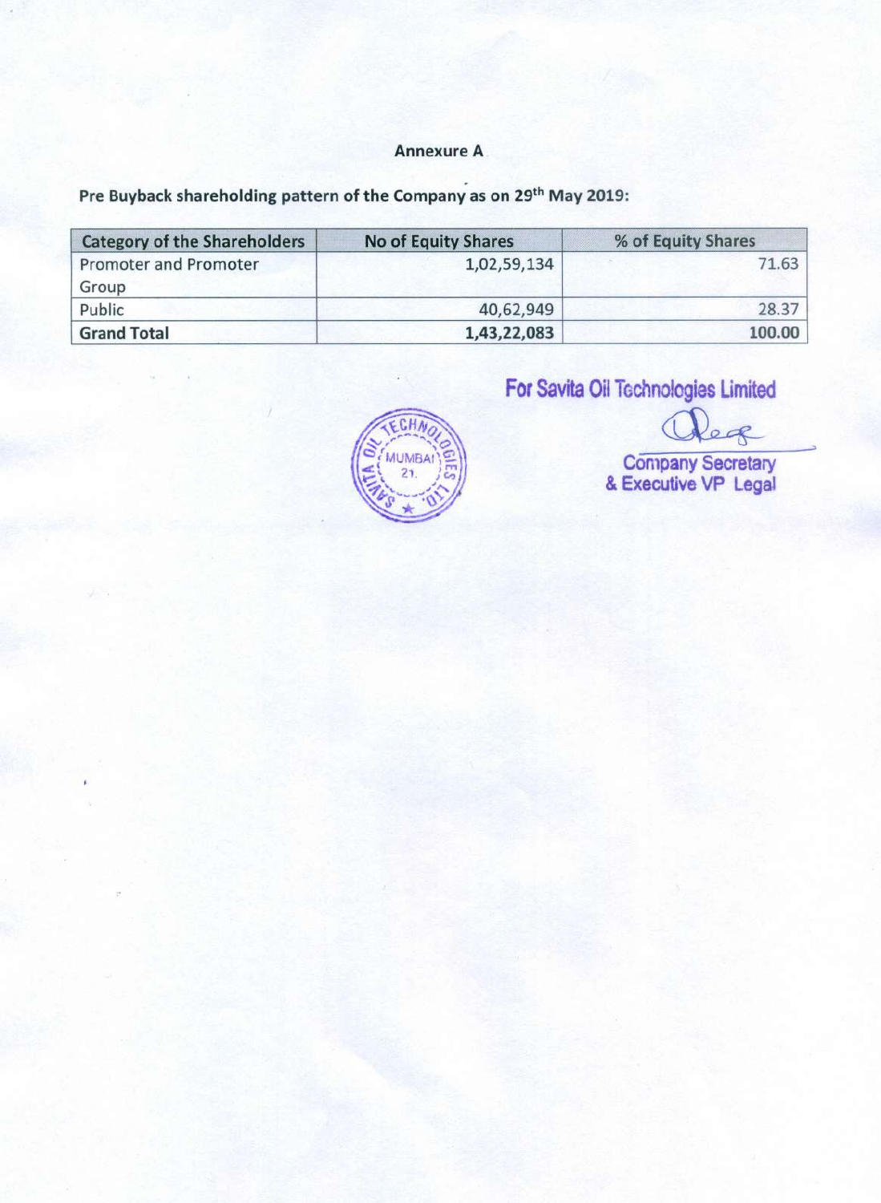**Annexure A**

**Pre Buyback shareholding pattern of the Company as on 29th May 2019:**

| Category of the Shareholders | No of Equity Shares | % of Equity Shares |
|---|---|---|
| Promoter and Promoter Group | 1,02,59,134 | 71.63 |
| Public | 40,62,949 | 28.37 |
| **Grand Total** | **1,43,22,083** | **100.00** |

For Savita Oil Technologies Limited

Company Secretary
& Executive VP Legal